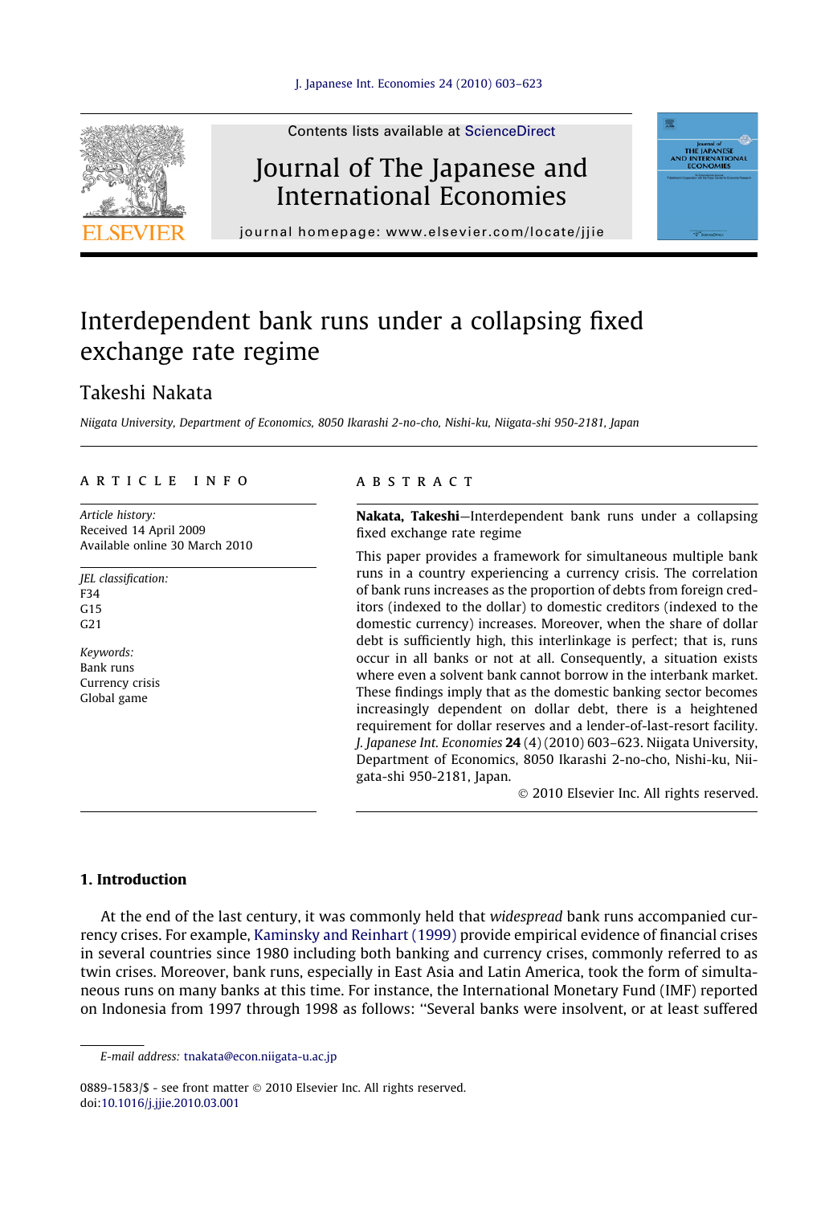# Interdependent bank runs under a collapsing fixed exchange rate regime

## Takeshi Nakata

*Niigata University, Department of Economics, 8050 Ikarashi 2-no-cho, Nishi-ku, Niigata-shi 950-2181, Japan*

**ARTICLE INFO**

*Article history:*
Received 14 April 2009
Available online 30 March 2010

*JEL classification:*
F34
G15
G21

*Keywords:*
Bank runs
Currency crisis
Global game

**ABSTRACT**

**Nakata, Takeshi**—Interdependent bank runs under a collapsing fixed exchange rate regime

This paper provides a framework for simultaneous multiple bank runs in a country experiencing a currency crisis. The correlation of bank runs increases as the proportion of debts from foreign creditors (indexed to the dollar) to domestic creditors (indexed to the domestic currency) increases. Moreover, when the share of dollar debt is sufficiently high, this interlinkage is perfect; that is, runs occur in all banks or not at all. Consequently, a situation exists where even a solvent bank cannot borrow in the interbank market. These findings imply that as the domestic banking sector becomes increasingly dependent on dollar debt, there is a heightened requirement for dollar reserves and a lender-of-last-resort facility. *J. Japanese Int. Economies* **24** (4) (2010) 603–623. Niigata University, Department of Economics, 8050 Ikarashi 2-no-cho, Nishi-ku, Niigata-shi 950-2181, Japan.

© 2010 Elsevier Inc. All rights reserved.

## 1. Introduction

At the end of the last century, it was commonly held that *widespread* bank runs accompanied currency crises. For example, Kaminsky and Reinhart (1999) provide empirical evidence of financial crises in several countries since 1980 including both banking and currency crises, commonly referred to as twin crises. Moreover, bank runs, especially in East Asia and Latin America, took the form of simultaneous runs on many banks at this time. For instance, the International Monetary Fund (IMF) reported on Indonesia from 1997 through 1998 as follows: "Several banks were insolvent, or at least suffered

---

*E-mail address:* tnakata@econ.niigata-u.ac.jp

0889-1583/$ - see front matter © 2010 Elsevier Inc. All rights reserved.
doi:10.1016/j.jjie.2010.03.001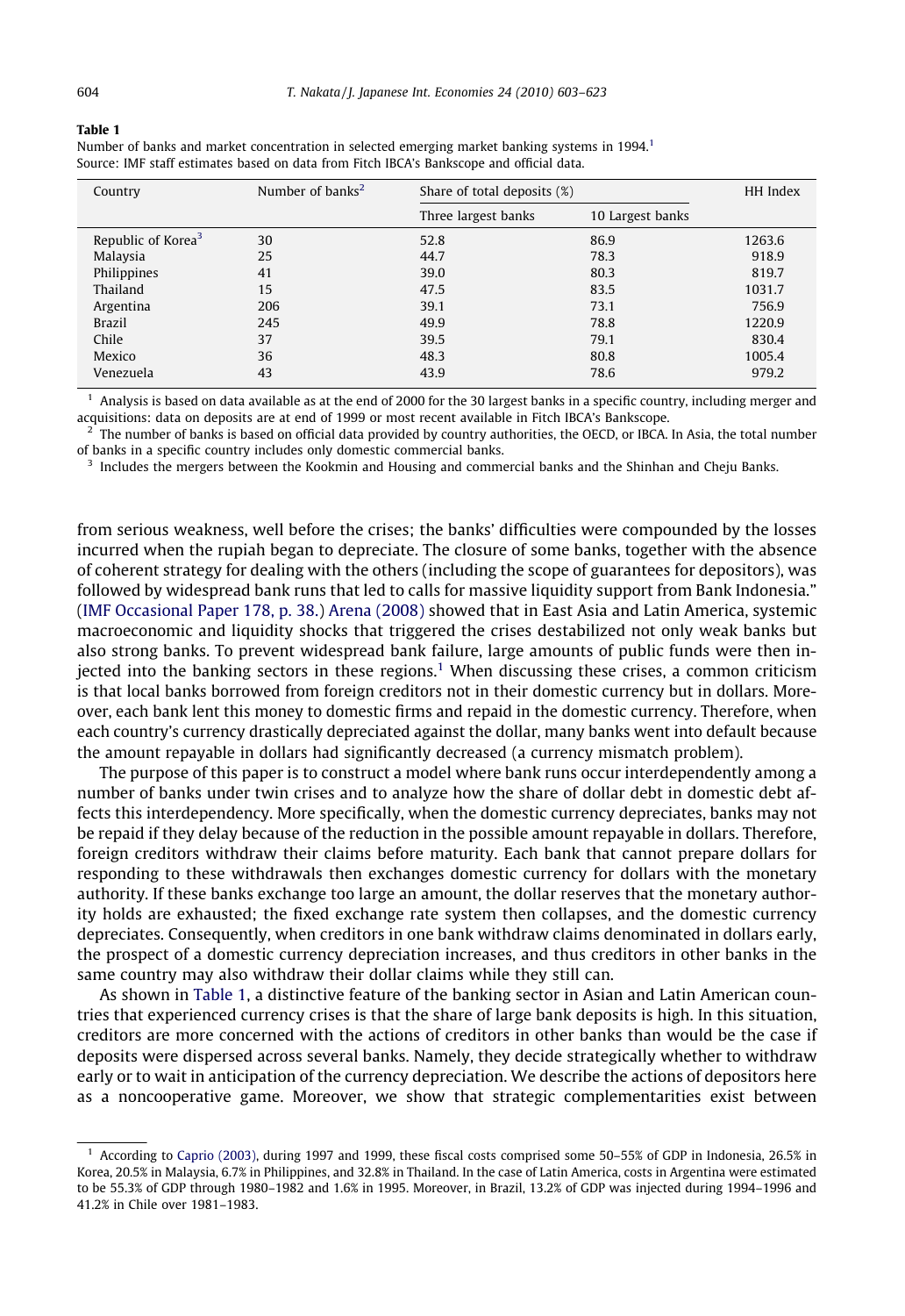**Table 1**

Number of banks and market concentration in selected emerging market banking systems in 1994.[1]
Source: IMF staff estimates based on data from Fitch IBCA's Bankscope and official data.

| Country | Number of banks[2] | Share of total deposits (%) | | HH Index |
|---|---|---|---|---|
| | | Three largest banks | 10 Largest banks | |
| Republic of Korea[3] | 30 | 52.8 | 86.9 | 1263.6 |
| Malaysia | 25 | 44.7 | 78.3 | 918.9 |
| Philippines | 41 | 39.0 | 80.3 | 819.7 |
| Thailand | 15 | 47.5 | 83.5 | 1031.7 |
| Argentina | 206 | 39.1 | 73.1 | 756.9 |
| Brazil | 245 | 49.9 | 78.8 | 1220.9 |
| Chile | 37 | 39.5 | 79.1 | 830.4 |
| Mexico | 36 | 48.3 | 80.8 | 1005.4 |
| Venezuela | 43 | 43.9 | 78.6 | 979.2 |

[1] Analysis is based on data available as at the end of 2000 for the 30 largest banks in a specific country, including merger and acquisitions: data on deposits are at end of 1999 or most recent available in Fitch IBCA's Bankscope.

[2] The number of banks is based on official data provided by country authorities, the OECD, or IBCA. In Asia, the total number of banks in a specific country includes only domestic commercial banks.

[3] Includes the mergers between the Kookmin and Housing and commercial banks and the Shinhan and Cheju Banks.

from serious weakness, well before the crises; the banks' difficulties were compounded by the losses incurred when the rupiah began to depreciate. The closure of some banks, together with the absence of coherent strategy for dealing with the others (including the scope of guarantees for depositors), was followed by widespread bank runs that led to calls for massive liquidity support from Bank Indonesia." (IMF Occasional Paper 178, p. 38.) Arena (2008) showed that in East Asia and Latin America, systemic macroeconomic and liquidity shocks that triggered the crises destabilized not only weak banks but also strong banks. To prevent widespread bank failure, large amounts of public funds were then injected into the banking sectors in these regions.[1] When discussing these crises, a common criticism is that local banks borrowed from foreign creditors not in their domestic currency but in dollars. Moreover, each bank lent this money to domestic firms and repaid in the domestic currency. Therefore, when each country's currency drastically depreciated against the dollar, many banks went into default because the amount repayable in dollars had significantly decreased (a currency mismatch problem).

The purpose of this paper is to construct a model where bank runs occur interdependently among a number of banks under twin crises and to analyze how the share of dollar debt in domestic debt affects this interdependency. More specifically, when the domestic currency depreciates, banks may not be repaid if they delay because of the reduction in the possible amount repayable in dollars. Therefore, foreign creditors withdraw their claims before maturity. Each bank that cannot prepare dollars for responding to these withdrawals then exchanges domestic currency for dollars with the monetary authority. If these banks exchange too large an amount, the dollar reserves that the monetary authority holds are exhausted; the fixed exchange rate system then collapses, and the domestic currency depreciates. Consequently, when creditors in one bank withdraw claims denominated in dollars early, the prospect of a domestic currency depreciation increases, and thus creditors in other banks in the same country may also withdraw their dollar claims while they still can.

As shown in Table 1, a distinctive feature of the banking sector in Asian and Latin American countries that experienced currency crises is that the share of large bank deposits is high. In this situation, creditors are more concerned with the actions of creditors in other banks than would be the case if deposits were dispersed across several banks. Namely, they decide strategically whether to withdraw early or to wait in anticipation of the currency depreciation. We describe the actions of depositors here as a noncooperative game. Moreover, we show that strategic complementarities exist between

[1] According to Caprio (2003), during 1997 and 1999, these fiscal costs comprised some 50–55% of GDP in Indonesia, 26.5% in Korea, 20.5% in Malaysia, 6.7% in Philippines, and 32.8% in Thailand. In the case of Latin America, costs in Argentina were estimated to be 55.3% of GDP through 1980–1982 and 1.6% in 1995. Moreover, in Brazil, 13.2% of GDP was injected during 1994–1996 and 41.2% in Chile over 1981–1983.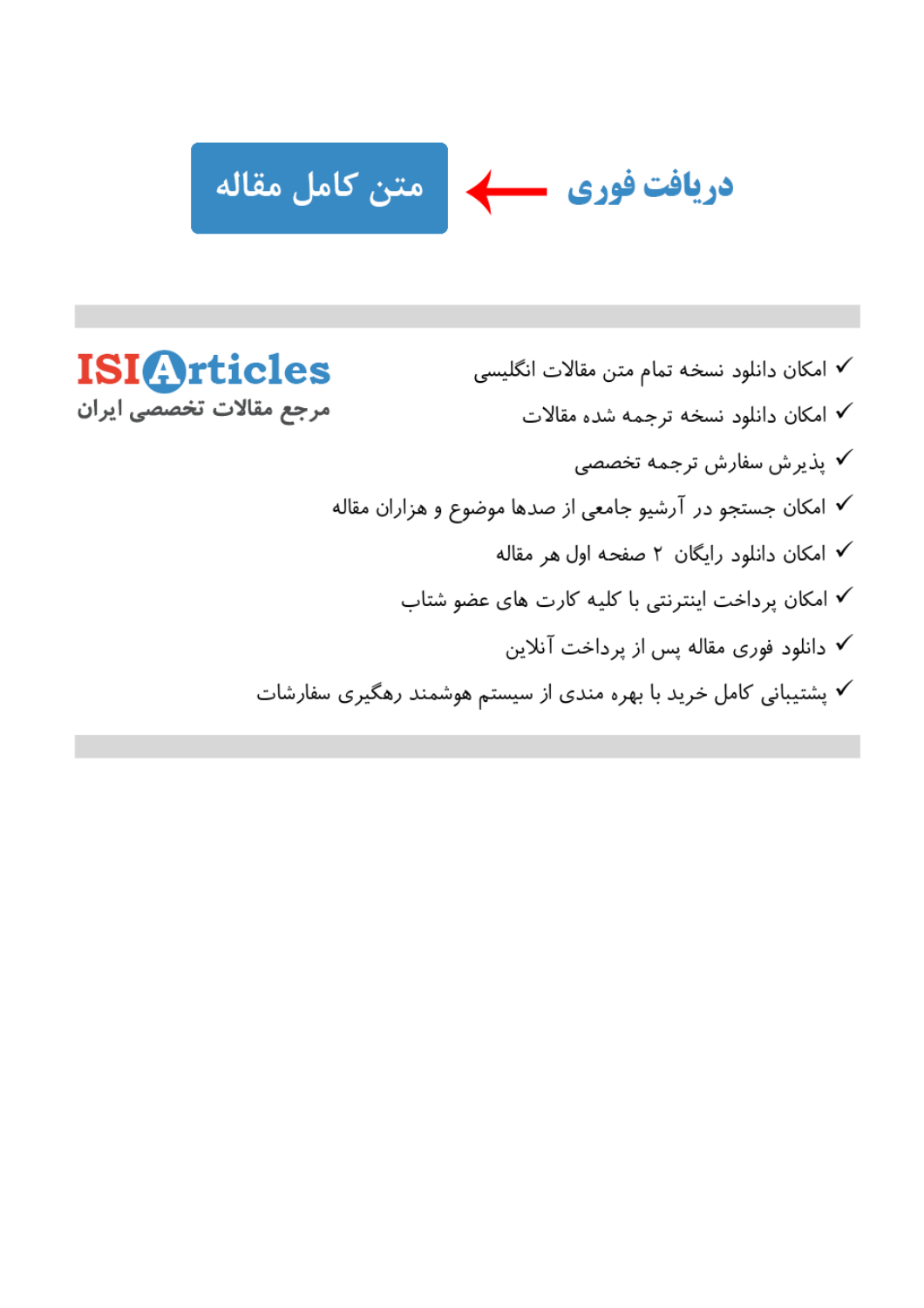دریافت فوری ← **متن کامل مقاله**

**ISIArticles**
مرجع مقالات تخصصی ایران

- ✓ امکان دانلود نسخه تمام متن مقالات انگلیسی
- ✓ امکان دانلود نسخه ترجمه شده مقالات
- ✓ پذیرش سفارش ترجمه تخصصی
- ✓ امکان جستجو در آرشیو جامعی از صدها موضوع و هزاران مقاله
- ✓ امکان دانلود رایگان ۲ صفحه اول هر مقاله
- ✓ امکان پرداخت اینترنتی با کلیه کارت های عضو شتاب
- ✓ دانلود فوری مقاله پس از پرداخت آنلاین
- ✓ پشتیبانی کامل خرید با بهره مندی از سیستم هوشمند رهگیری سفارشات